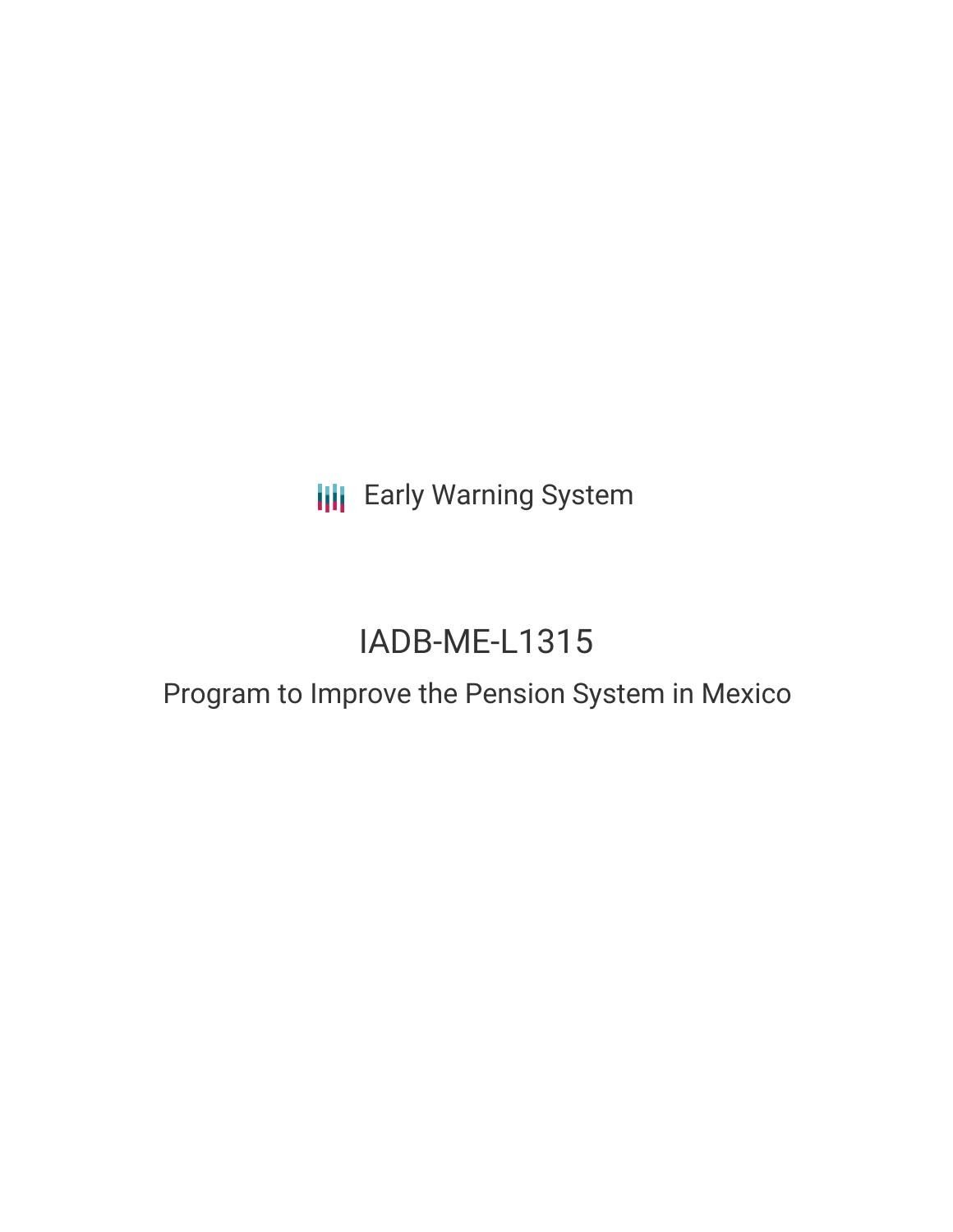Early Warning System

# IADB-ME-L1315

## Program to Improve the Pension System in Mexico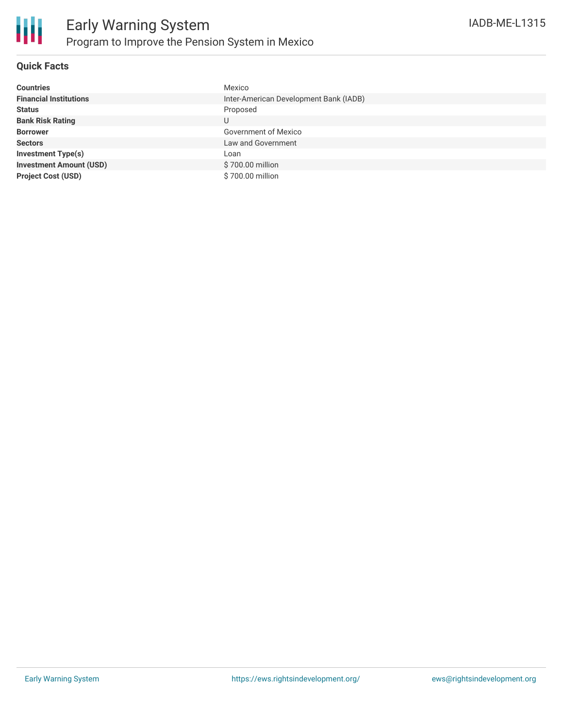# Early Warning System

## Program to Improve the Pension System in Mexico

IADB-ME-L1315

### Quick Facts

| | |
|---|---|
| **Countries** | Mexico |
| **Financial Institutions** | Inter-American Development Bank (IADB) |
| **Status** | Proposed |
| **Bank Risk Rating** | U |
| **Borrower** | Government of Mexico |
| **Sectors** | Law and Government |
| **Investment Type(s)** | Loan |
| **Investment Amount (USD)** | $ 700.00 million |
| **Project Cost (USD)** | $ 700.00 million |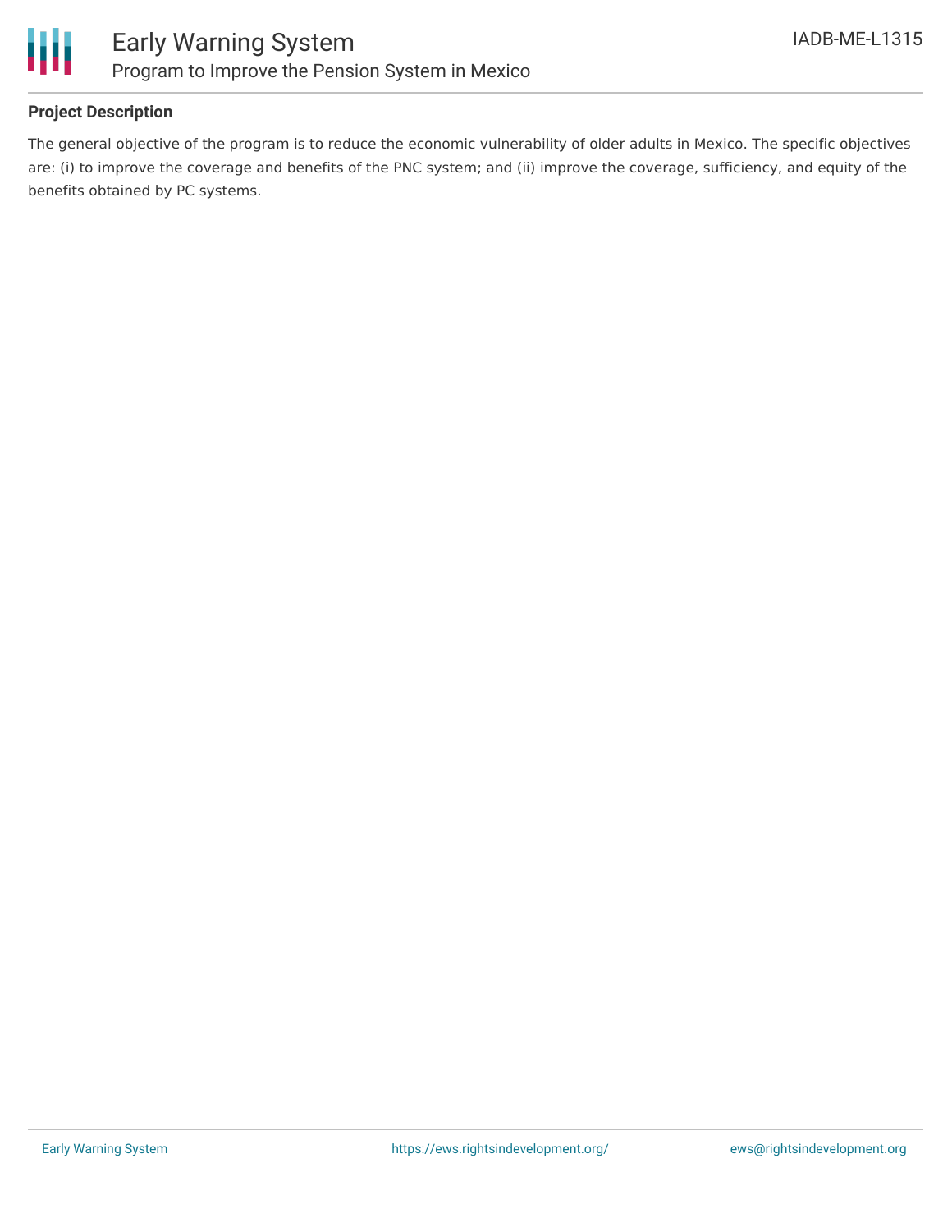## Project Description

The general objective of the program is to reduce the economic vulnerability of older adults in Mexico. The specific objectives are: (i) to improve the coverage and benefits of the PNC system; and (ii) improve the coverage, sufficiency, and equity of the benefits obtained by PC systems.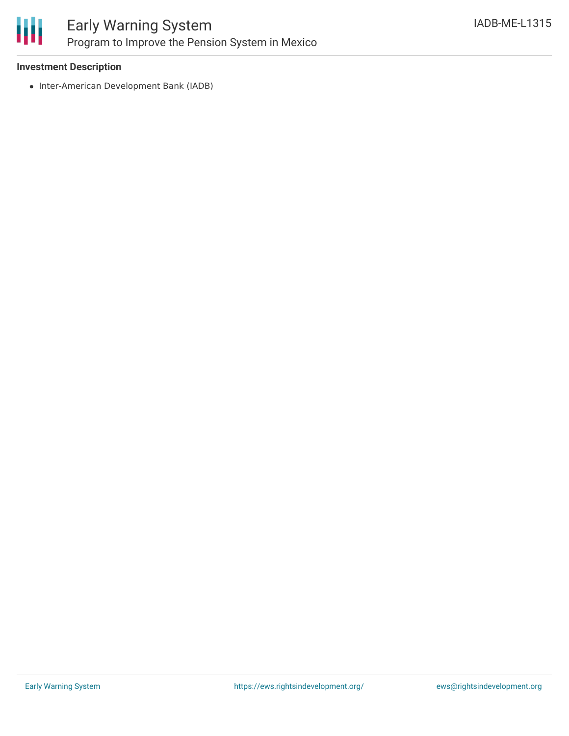### Investment Description

- Inter-American Development Bank (IADB)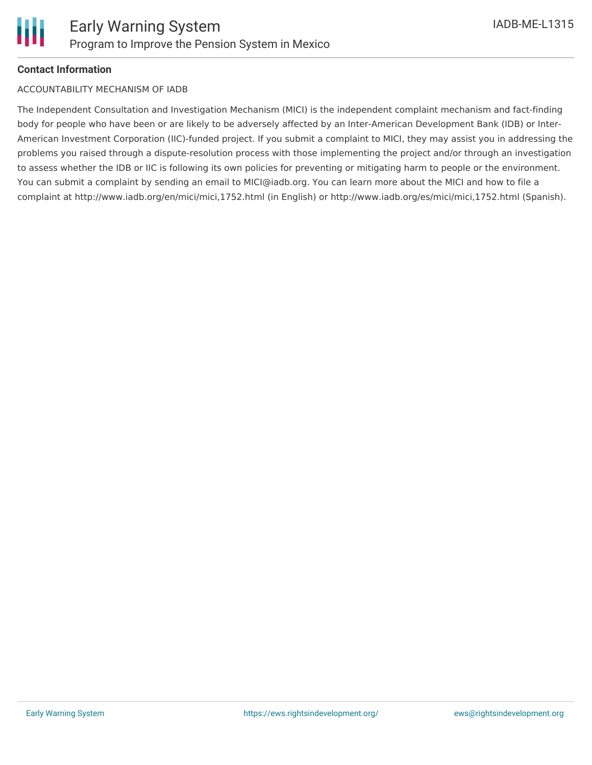**Contact Information**

ACCOUNTABILITY MECHANISM OF IADB

The Independent Consultation and Investigation Mechanism (MICI) is the independent complaint mechanism and fact-finding body for people who have been or are likely to be adversely affected by an Inter-American Development Bank (IDB) or Inter-American Investment Corporation (IIC)-funded project. If you submit a complaint to MICI, they may assist you in addressing the problems you raised through a dispute-resolution process with those implementing the project and/or through an investigation to assess whether the IDB or IIC is following its own policies for preventing or mitigating harm to people or the environment. You can submit a complaint by sending an email to MICI@iadb.org. You can learn more about the MICI and how to file a complaint at http://www.iadb.org/en/mici/mici,1752.html (in English) or http://www.iadb.org/es/mici/mici,1752.html (Spanish).